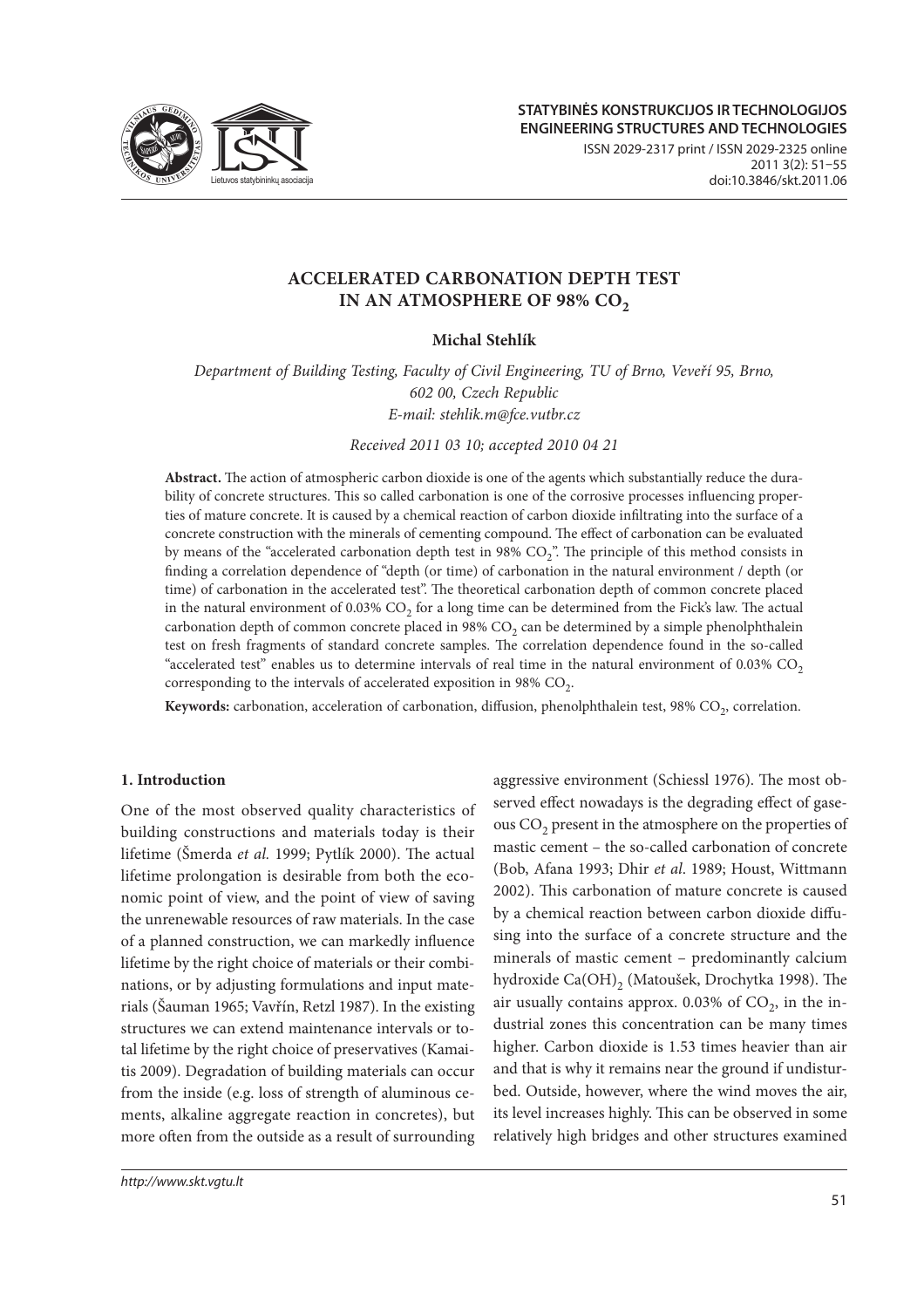# ACCELERATED CARBONATION DEPTH TEST IN AN ATMOSPHERE OF 98% $CO_2$

**Michal Stehlík**

*Department of Building Testing, Faculty of Civil Engineering, TU of Brno, Veveří 95, Brno, 602 00, Czech Republic*
*E-mail: stehlik.m@fce.vutbr.cz*

*Received 2011 03 10; accepted 2010 04 21*

**Abstract.** The action of atmospheric carbon dioxide is one of the agents which substantially reduce the durability of concrete structures. This so called carbonation is one of the corrosive processes influencing properties of mature concrete. It is caused by a chemical reaction of carbon dioxide infiltrating into the surface of a concrete construction with the minerals of cementing compound. The effect of carbonation can be evaluated by means of the "accelerated carbonation depth test in 98% $CO_2$". The principle of this method consists in finding a correlation dependence of "depth (or time) of carbonation in the natural environment / depth (or time) of carbonation in the accelerated test". The theoretical carbonation depth of common concrete placed in the natural environment of 0.03% $CO_2$ for a long time can be determined from the Fick's law. The actual carbonation depth of common concrete placed in 98% $CO_2$ can be determined by a simple phenolphthalein test on fresh fragments of standard concrete samples. The correlation dependence found in the so-called "accelerated test" enables us to determine intervals of real time in the natural environment of 0.03% $CO_2$ corresponding to the intervals of accelerated exposition in 98% $CO_2$.

**Keywords:** carbonation, acceleration of carbonation, diffusion, phenolphthalein test, 98% $CO_2$, correlation.

## 1. Introduction

One of the most observed quality characteristics of building constructions and materials today is their lifetime (Šmerda *et al.* 1999; Pytlík 2000). The actual lifetime prolongation is desirable from both the economic point of view, and the point of view of saving the unrenewable resources of raw materials. In the case of a planned construction, we can markedly influence lifetime by the right choice of materials or their combinations, or by adjusting formulations and input materials (Šauman 1965; Vavřín, Retzl 1987). In the existing structures we can extend maintenance intervals or total lifetime by the right choice of preservatives (Kamaitis 2009). Degradation of building materials can occur from the inside (e.g. loss of strength of aluminous cements, alkaline aggregate reaction in concretes), but more often from the outside as a result of surrounding aggressive environment (Schiessl 1976). The most observed effect nowadays is the degrading effect of gaseous $CO_2$ present in the atmosphere on the properties of mastic cement – the so-called carbonation of concrete (Bob, Afana 1993; Dhir *et al*. 1989; Houst, Wittmann 2002). This carbonation of mature concrete is caused by a chemical reaction between carbon dioxide diffusing into the surface of a concrete structure and the minerals of mastic cement – predominantly calcium hydroxide $Ca(OH)_2$ (Matoušek, Drochytka 1998). The air usually contains approx. 0.03% of $CO_2$, in the industrial zones this concentration can be many times higher. Carbon dioxide is 1.53 times heavier than air and that is why it remains near the ground if undisturbed. Outside, however, where the wind moves the air, its level increases highly. This can be observed in some relatively high bridges and other structures examined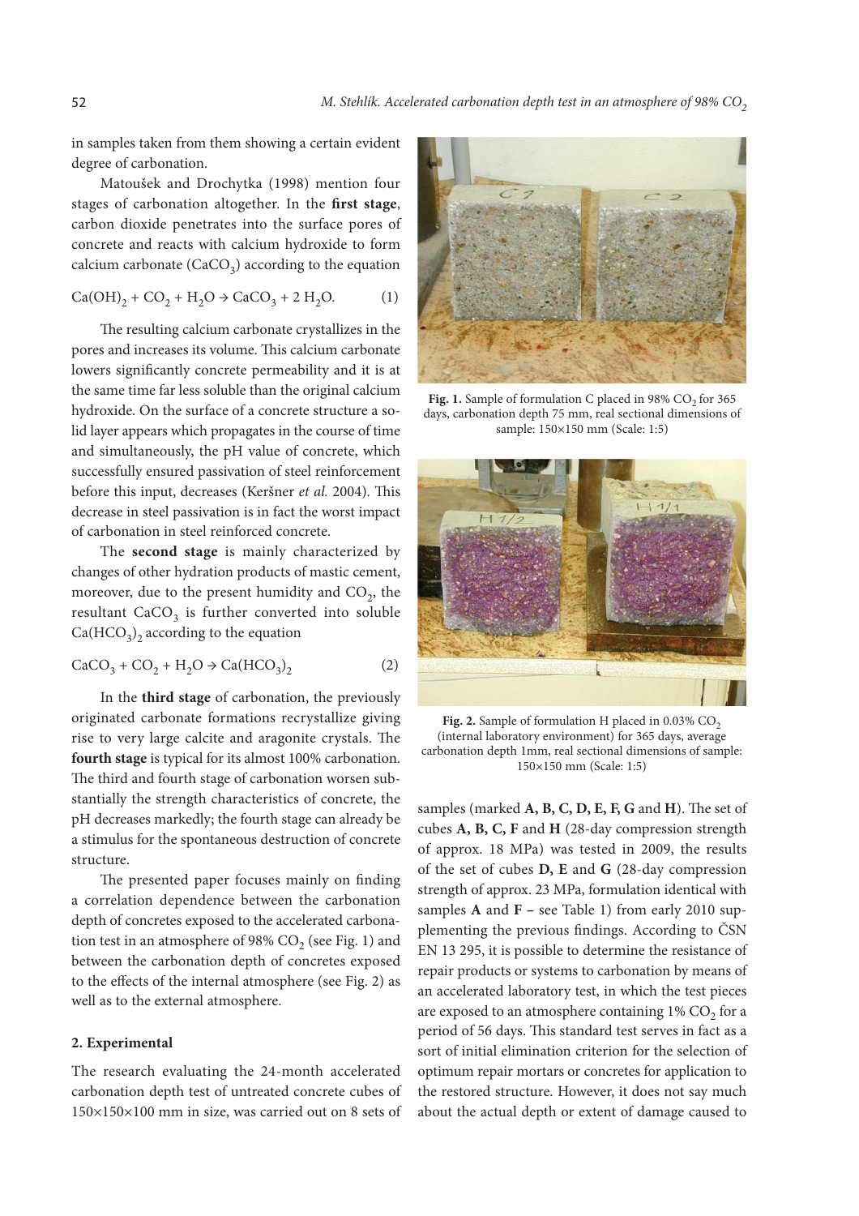in samples taken from them showing a certain evident degree of carbonation.

Matoušek and Drochytka (1998) mention four stages of carbonation altogether. In the **first stage**, carbon dioxide penetrates into the surface pores of concrete and reacts with calcium hydroxide to form calcium carbonate ($CaCO_3$) according to the equation

$$Ca(OH)_2 + CO_2 + H_2O \rightarrow CaCO_3 + 2\,H_2O. \qquad (1)$$

The resulting calcium carbonate crystallizes in the pores and increases its volume. This calcium carbonate lowers significantly concrete permeability and it is at the same time far less soluble than the original calcium hydroxide. On the surface of a concrete structure a solid layer appears which propagates in the course of time and simultaneously, the pH value of concrete, which successfully ensured passivation of steel reinforcement before this input, decreases (Keršner *et al.* 2004). This decrease in steel passivation is in fact the worst impact of carbonation in steel reinforced concrete.

The **second stage** is mainly characterized by changes of other hydration products of mastic cement, moreover, due to the present humidity and $CO_2$, the resultant $CaCO_3$ is further converted into soluble $Ca(HCO_3)_2$ according to the equation

$$CaCO_3 + CO_2 + H_2O \rightarrow Ca(HCO_3)_2 \qquad (2)$$

In the **third stage** of carbonation, the previously originated carbonate formations recrystallize giving rise to very large calcite and aragonite crystals. The **fourth stage** is typical for its almost 100% carbonation. The third and fourth stage of carbonation worsen substantially the strength characteristics of concrete, the pH decreases markedly; the fourth stage can already be a stimulus for the spontaneous destruction of concrete structure.

The presented paper focuses mainly on finding a correlation dependence between the carbonation depth of concretes exposed to the accelerated carbonation test in an atmosphere of 98% $CO_2$ (see Fig. 1) and between the carbonation depth of concretes exposed to the effects of the internal atmosphere (see Fig. 2) as well as to the external atmosphere.

**Fig. 1.** Sample of formulation C placed in 98% $CO_2$ for 365 days, carbonation depth 75 mm, real sectional dimensions of sample: 150×150 mm (Scale: 1:5)

**Fig. 2.** Sample of formulation H placed in 0.03% $CO_2$ (internal laboratory environment) for 365 days, average carbonation depth 1mm, real sectional dimensions of sample: 150×150 mm (Scale: 1:5)

## 2. Experimental

The research evaluating the 24-month accelerated carbonation depth test of untreated concrete cubes of 150×150×100 mm in size, was carried out on 8 sets of samples (marked **A, B, C, D, E, F, G** and **H**). The set of cubes **A, B, C, F** and **H** (28-day compression strength of approx. 18 MPa) was tested in 2009, the results of the set of cubes **D, E** and **G** (28-day compression strength of approx. 23 MPa, formulation identical with samples **A** and **F** – see Table 1) from early 2010 supplementing the previous findings. According to ČSN EN 13 295, it is possible to determine the resistance of repair products or systems to carbonation by means of an accelerated laboratory test, in which the test pieces are exposed to an atmosphere containing 1% $CO_2$ for a period of 56 days. This standard test serves in fact as a sort of initial elimination criterion for the selection of optimum repair mortars or concretes for application to the restored structure. However, it does not say much about the actual depth or extent of damage caused to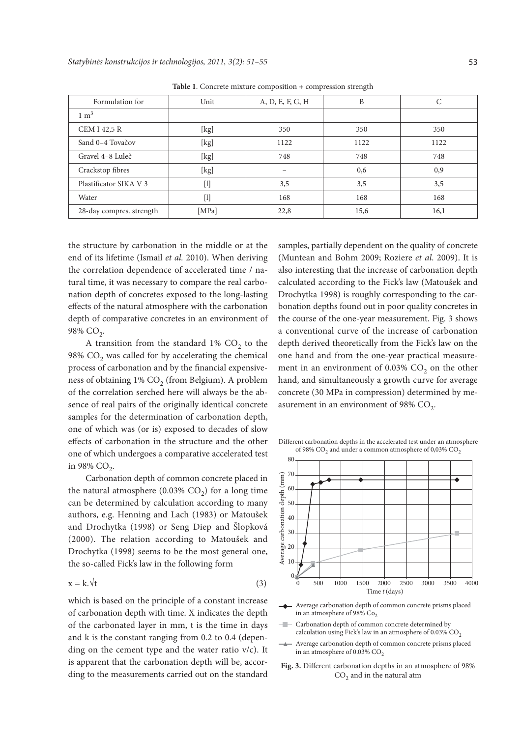**Table 1**. Concrete mixture composition + compression strength

| Formulation for | Unit | A, D, E, F, G, H | B | C |
|---|---|---|---|---|
| 1 m$^3$ | | | | |
| CEM I 42,5 R | [kg] | 350 | 350 | 350 |
| Sand 0–4 Tovačov | [kg] | 1122 | 1122 | 1122 |
| Gravel 4–8 Luleč | [kg] | 748 | 748 | 748 |
| Crackstop fibres | [kg] | – | 0,6 | 0,9 |
| Plastificator SIKA V 3 | [l] | 3,5 | 3,5 | 3,5 |
| Water | [l] | 168 | 168 | 168 |
| 28-day compres. strength | [MPa] | 22,8 | 15,6 | 16,1 |

the structure by carbonation in the middle or at the end of its lifetime (Ismail *et al.* 2010). When deriving the correlation dependence of accelerated time / natural time, it was necessary to compare the real carbonation depth of concretes exposed to the long-lasting effects of the natural atmosphere with the carbonation depth of comparative concretes in an environment of 98% $CO_2$.

A transition from the standard 1% $CO_2$ to the 98% $CO_2$ was called for by accelerating the chemical process of carbonation and by the financial expensiveness of obtaining 1% $CO_2$ (from Belgium). A problem of the correlation serched here will always be the absence of real pairs of the originally identical concrete samples for the determination of carbonation depth, one of which was (or is) exposed to decades of slow effects of carbonation in the structure and the other one of which undergoes a comparative accelerated test in 98% $CO_2$.

Carbonation depth of common concrete placed in the natural atmosphere (0.03% $CO_2$) for a long time can be determined by calculation according to many authors, e.g. Henning and Lach (1983) or Matoušek and Drochytka (1998) or Seng Diep and Šlopková (2000). The relation according to Matoušek and Drochytka (1998) seems to be the most general one, the so-called Fick's law in the following form

$$x = k.\sqrt{t} \tag{3}$$

which is based on the principle of a constant increase of carbonation depth with time. X indicates the depth of the carbonated layer in mm, t is the time in days and k is the constant ranging from 0.2 to 0.4 (depending on the cement type and the water ratio v/c). It is apparent that the carbonation depth will be, according to the measurements carried out on the standard samples, partially dependent on the quality of concrete (Muntean and Bohm 2009; Roziere *et al.* 2009). It is also interesting that the increase of carbonation depth calculated according to the Fick's law (Matoušek and Drochytka 1998) is roughly corresponding to the carbonation depths found out in poor quality concretes in the course of the one-year measurement. Fig. 3 shows a conventional curve of the increase of carbonation depth derived theoretically from the Fick's law on the one hand and from the one-year practical measurement in an environment of 0.03% $CO_2$ on the other hand, and simultaneously a growth curve for average concrete (30 MPa in compression) determined by measurement in an environment of 98% $CO_2$.

Different carbonation depths in the accelerated test under an atmosphere of 98% $CO_2$ and under a common atmosphere of 0,03% $CO_2$

Average carbonation depth of common concrete prisms placed in an atmosphere of 98% $Co_2$

Carbonation depth of common concrete determined by calculation using Fick's law in an atmosphere of 0.03% $CO_2$

Average carbonation depth of common concrete prisms placed in an atmosphere of 0.03% $CO_2$

**Fig. 3.** Different carbonation depths in an atmosphere of 98% $CO_2$ and in the natural atm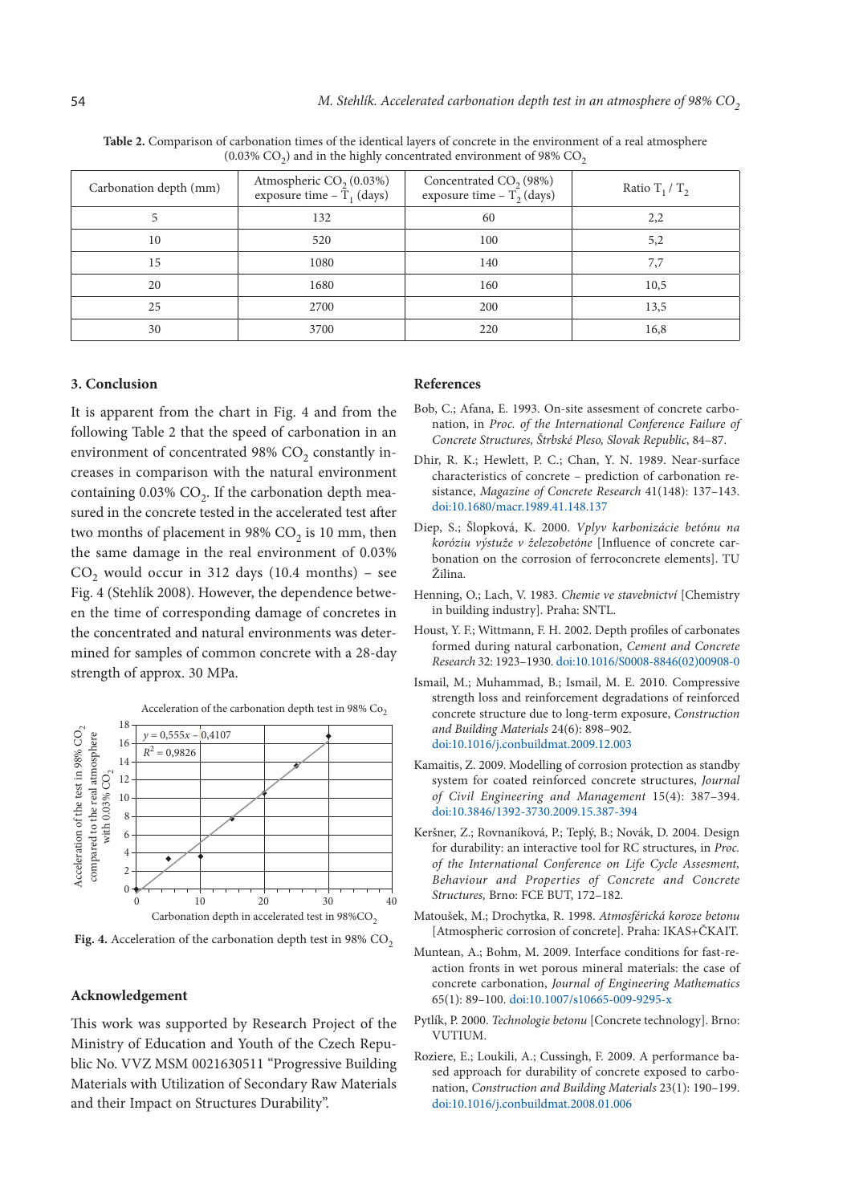**Table 2.** Comparison of carbonation times of the identical layers of concrete in the environment of a real atmosphere (0.03% $CO_2$) and in the highly concentrated environment of 98% $CO_2$

| Carbonation depth (mm) | Atmospheric $CO_2$ (0.03%) exposure time – $T_1$ (days) | Concentrated $CO_2$ (98%) exposure time – $T_2$ (days) | Ratio $T_1$ / $T_2$ |
|---|---|---|---|
| 5 | 132 | 60 | 2,2 |
| 10 | 520 | 100 | 5,2 |
| 15 | 1080 | 140 | 7,7 |
| 20 | 1680 | 160 | 10,5 |
| 25 | 2700 | 200 | 13,5 |
| 30 | 3700 | 220 | 16,8 |

## 3. Conclusion

It is apparent from the chart in Fig. 4 and from the following Table 2 that the speed of carbonation in an environment of concentrated 98% $CO_2$ constantly increases in comparison with the natural environment containing 0.03% $CO_2$. If the carbonation depth measured in the concrete tested in the accelerated test after two months of placement in 98% $CO_2$ is 10 mm, then the same damage in the real environment of 0.03% $CO_2$ would occur in 312 days (10.4 months) – see Fig. 4 (Stehlík 2008). However, the dependence between the time of corresponding damage of concretes in the concentrated and natural environments was determined for samples of common concrete with a 28-day strength of approx. 30 MPa.

**Fig. 4.** Acceleration of the carbonation depth test in 98% $CO_2$

## Acknowledgement

This work was supported by Research Project of the Ministry of Education and Youth of the Czech Republic No. VVZ MSM 0021630511 "Progressive Building Materials with Utilization of Secondary Raw Materials and their Impact on Structures Durability".

## References

Bob, C.; Afana, E. 1993. On-site assesment of concrete carbonation, in *Proc. of the International Conference Failure of Concrete Structures, Štrbské Pleso, Slovak Republic*, 84–87.

Dhir, R. K.; Hewlett, P. C.; Chan, Y. N. 1989. Near-surface characteristics of concrete – prediction of carbonation resistance, *Magazine of Concrete Research* 41(148): 137–143. doi:10.1680/macr.1989.41.148.137

Diep, S.; Šlopková, K. 2000. *Vplyv karbonizácie betónu na koróziu výstuže v železobetóne* [Influence of concrete carbonation on the corrosion of ferroconcrete elements]. TU Žilina.

Henning, O.; Lach, V. 1983. *Chemie ve stavebnictví* [Chemistry in building industry]. Praha: SNTL.

Houst, Y. F.; Wittmann, F. H. 2002. Depth profiles of carbonates formed during natural carbonation, *Cement and Concrete Research* 32: 1923–1930. doi:10.1016/S0008-8846(02)00908-0

Ismail, M.; Muhammad, B.; Ismail, M. E. 2010. Compressive strength loss and reinforcement degradations of reinforced concrete structure due to long-term exposure, *Construction and Building Materials* 24(6): 898–902. doi:10.1016/j.conbuildmat.2009.12.003

Kamaitis, Z. 2009. Modelling of corrosion protection as standby system for coated reinforced concrete structures, *Journal of Civil Engineering and Management* 15(4): 387–394. doi:10.3846/1392-3730.2009.15.387-394

Keršner, Z.; Rovnaníková, P.; Teplý, B.; Novák, D. 2004. Design for durability: an interactive tool for RC structures, in *Proc. of the International Conference on Life Cycle Assesment, Behaviour and Properties of Concrete and Concrete Structures,* Brno: FCE BUT, 172–182.

Matoušek, M.; Drochytka, R. 1998. *Atmosférická koroze betonu* [Atmospheric corrosion of concrete]. Praha: IKAS+ČKAIT.

Muntean, A.; Bohm, M. 2009. Interface conditions for fast-reaction fronts in wet porous mineral materials: the case of concrete carbonation, *Journal of Engineering Mathematics* 65(1): 89–100. doi:10.1007/s10665-009-9295-x

Pytlík, P. 2000. *Technologie betonu* [Concrete technology]. Brno: VUTIUM.

Roziere, E.; Loukili, A.; Cussingh, F. 2009. A performance based approach for durability of concrete exposed to carbonation, *Construction and Building Materials* 23(1): 190–199. doi:10.1016/j.conbuildmat.2008.01.006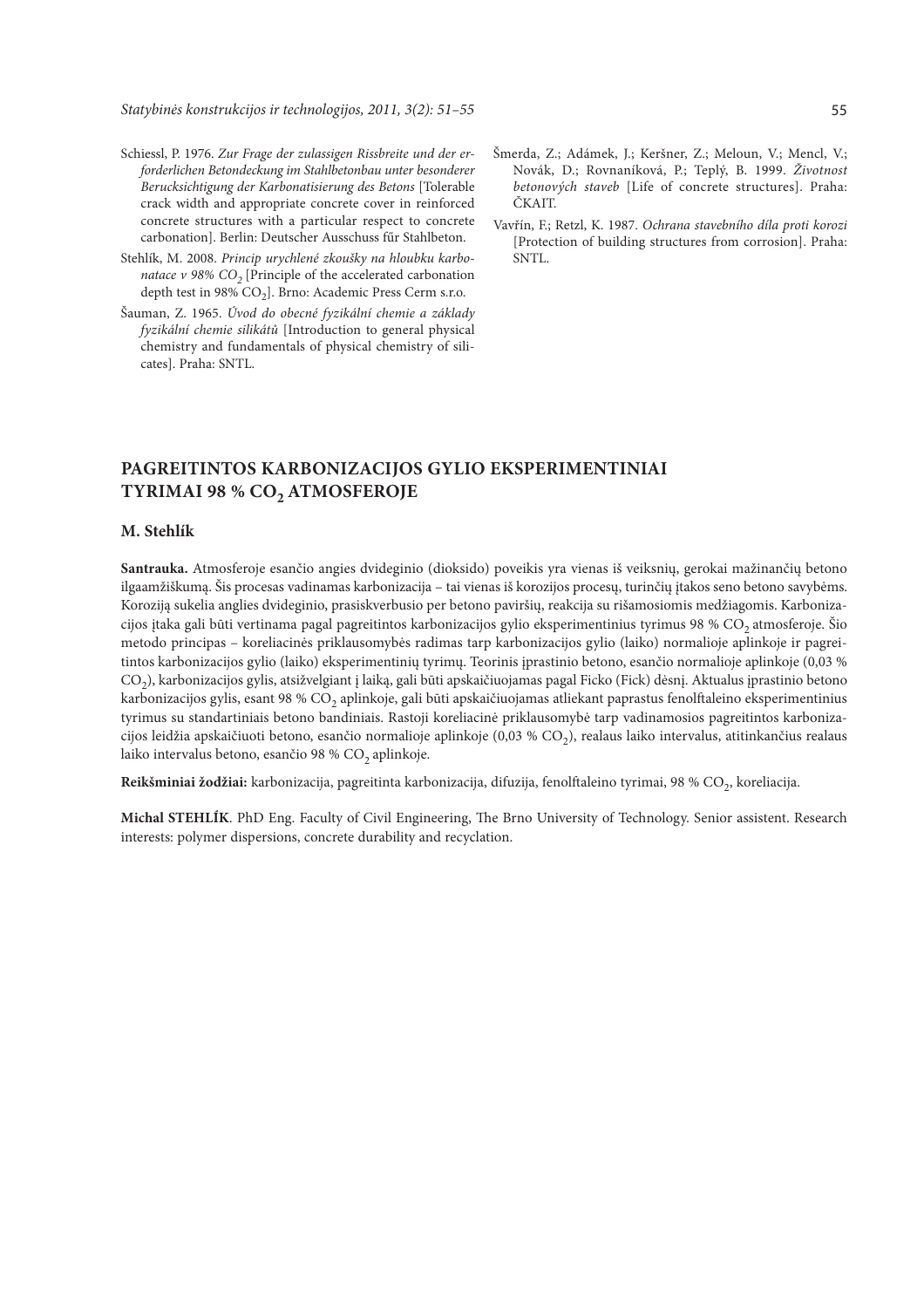Schiessl, P. 1976. *Zur Frage der zulassigen Rissbreite und der erforderlichen Betondeckung im Stahlbetonbau unter besonderer Berucksichtigung der Karbonatisierung des Betons* [Tolerable crack width and appropriate concrete cover in reinforced concrete structures with a particular respect to concrete carbonation]. Berlin: Deutscher Ausschuss fűr Stahlbeton.

Stehlík, M. 2008. *Princip urychlené zkoušky na hloubku karbonatace v 98% $CO_2$* [Principle of the accelerated carbonation depth test in 98% $CO_2$]. Brno: Academic Press Cerm s.r.o.

Šauman, Z. 1965. *Úvod do obecné fyzikální chemie a základy fyzikální chemie silikátů* [Introduction to general physical chemistry and fundamentals of physical chemistry of silicates]. Praha: SNTL.

Šmerda, Z.; Adámek, J.; Keršner, Z.; Meloun, V.; Mencl, V.; Novák, D.; Rovnaníková, P.; Teplý, B. 1999. *Životnost betonových staveb* [Life of concrete structures]. Praha: ČKAIT.

Vavřín, F.; Retzl, K. 1987. *Ochrana stavebního díla proti korozi* [Protection of building structures from corrosion]. Praha: SNTL.

## PAGREITINTOS KARBONIZACIJOS GYLIO EKSPERIMENTINIAI TYRIMAI 98 % $CO_2$ ATMOSFEROJE

### M. Stehlík

**Santrauka.** Atmosferoje esančio angies dvideginio (dioksido) poveikis yra vienas iš veiksnių, gerokai mažinančių betono ilgaamžiškumą. Šis procesas vadinamas karbonizacija – tai vienas iš korozijos procesų, turinčių įtakos seno betono savybėms. Koroziją sukelia anglies dvideginio, prasiskverbusio per betono paviršių, reakcija su rišamosiomis medžiagomis. Karbonizacijos įtaka gali būti vertinama pagal pagreitintos karbonizacijos gylio eksperimentinius tyrimus 98 % $CO_2$ atmosferoje. Šio metodo principas – koreliacinės priklausomybės radimas tarp karbonizacijos gylio (laiko) normalioje aplinkoje ir pagreitintos karbonizacijos gylio (laiko) eksperimentinių tyrimų. Teorinis įprastinio betono, esančio normalioje aplinkoje (0,03 % $CO_2$), karbonizacijos gylis, atsižvelgiant į laiką, gali būti apskaičiuojamas pagal Ficko (Fick) dėsnį. Aktualus įprastinio betono karbonizacijos gylis, esant 98 % $CO_2$ aplinkoje, gali būti apskaičiuojamas atliekant paprastus fenolftaleino eksperimentinius tyrimus su standartiniais betono bandiniais. Rastoji koreliacinė priklausomybė tarp vadinamosios pagreitintos karbonizacijos leidžia apskaičiuoti betono, esančio normalioje aplinkoje (0,03 % $CO_2$), realaus laiko intervalus, atitinkančius realaus laiko intervalus betono, esančio 98 % $CO_2$ aplinkoje.

**Reikšminiai žodžiai:** karbonizacija, pagreitinta karbonizacija, difuzija, fenolftaleino tyrimai, 98 % $CO_2$, koreliacija.

**Michal STEHLÍK**. PhD Eng. Faculty of Civil Engineering, The Brno University of Technology. Senior assistent. Research interests: polymer dispersions, concrete durability and recyclation.